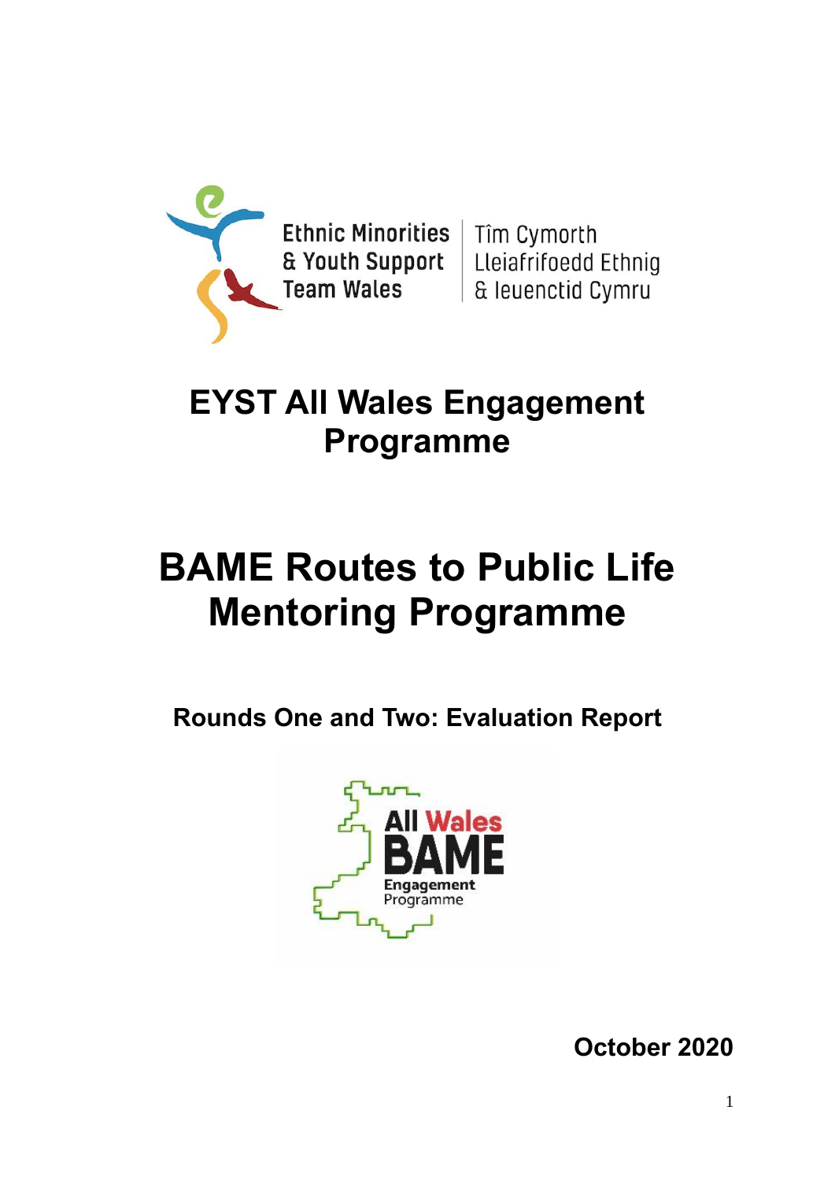Ethnic Minorities & Youth Support Team Wales | Tîm Cymorth Lleiafrifoedd Ethnig & Ieuenctid Cymru

# EYST All Wales Engagement Programme

# BAME Routes to Public Life Mentoring Programme

## Rounds One and Two: Evaluation Report

All Wales BAME Engagement Programme

**October 2020**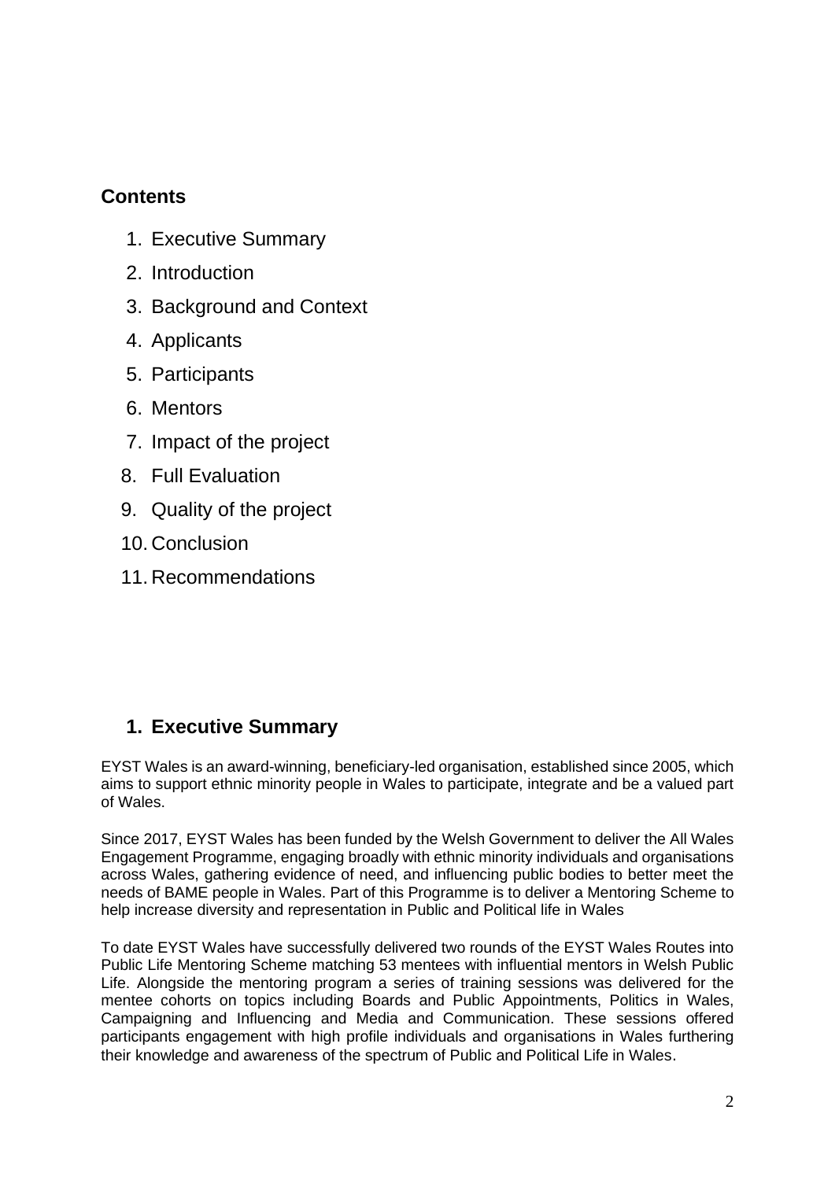## Contents

1. Executive Summary
2. Introduction
3. Background and Context
4. Applicants
5. Participants
6. Mentors
7. Impact of the project
8. Full Evaluation
9. Quality of the project
10. Conclusion
11. Recommendations

## 1. Executive Summary

EYST Wales is an award-winning, beneficiary-led organisation, established since 2005, which aims to support ethnic minority people in Wales to participate, integrate and be a valued part of Wales.

Since 2017, EYST Wales has been funded by the Welsh Government to deliver the All Wales Engagement Programme, engaging broadly with ethnic minority individuals and organisations across Wales, gathering evidence of need, and influencing public bodies to better meet the needs of BAME people in Wales. Part of this Programme is to deliver a Mentoring Scheme to help increase diversity and representation in Public and Political life in Wales

To date EYST Wales have successfully delivered two rounds of the EYST Wales Routes into Public Life Mentoring Scheme matching 53 mentees with influential mentors in Welsh Public Life. Alongside the mentoring program a series of training sessions was delivered for the mentee cohorts on topics including Boards and Public Appointments, Politics in Wales, Campaigning and Influencing and Media and Communication. These sessions offered participants engagement with high profile individuals and organisations in Wales furthering their knowledge and awareness of the spectrum of Public and Political Life in Wales.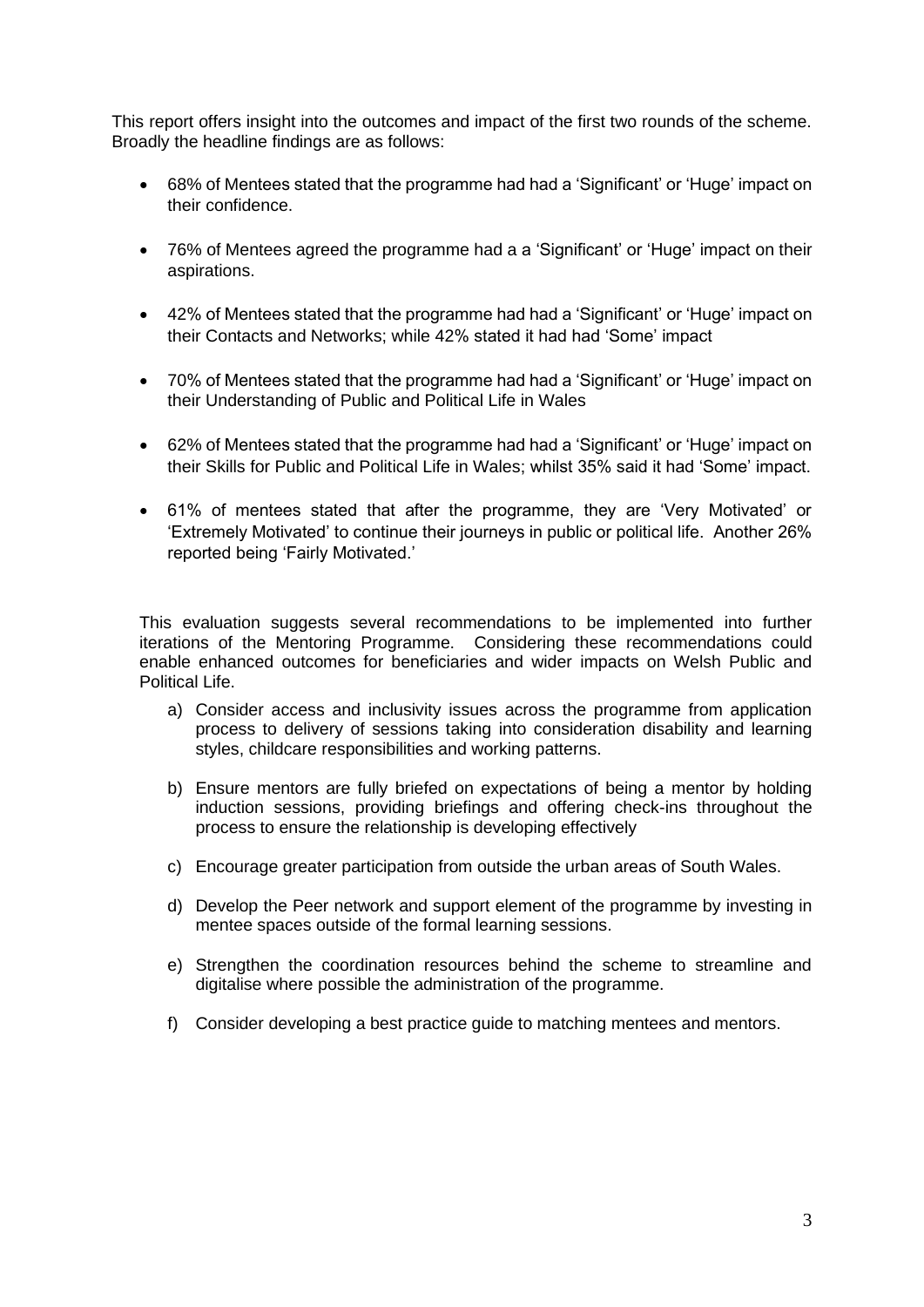This report offers insight into the outcomes and impact of the first two rounds of the scheme. Broadly the headline findings are as follows:

- 68% of Mentees stated that the programme had had a 'Significant' or 'Huge' impact on their confidence.
- 76% of Mentees agreed the programme had a a 'Significant' or 'Huge' impact on their aspirations.
- 42% of Mentees stated that the programme had had a 'Significant' or 'Huge' impact on their Contacts and Networks; while 42% stated it had had 'Some' impact
- 70% of Mentees stated that the programme had had a 'Significant' or 'Huge' impact on their Understanding of Public and Political Life in Wales
- 62% of Mentees stated that the programme had had a 'Significant' or 'Huge' impact on their Skills for Public and Political Life in Wales; whilst 35% said it had 'Some' impact.
- 61% of mentees stated that after the programme, they are 'Very Motivated' or 'Extremely Motivated' to continue their journeys in public or political life. Another 26% reported being 'Fairly Motivated.'

This evaluation suggests several recommendations to be implemented into further iterations of the Mentoring Programme. Considering these recommendations could enable enhanced outcomes for beneficiaries and wider impacts on Welsh Public and Political Life.

a) Consider access and inclusivity issues across the programme from application process to delivery of sessions taking into consideration disability and learning styles, childcare responsibilities and working patterns.

b) Ensure mentors are fully briefed on expectations of being a mentor by holding induction sessions, providing briefings and offering check-ins throughout the process to ensure the relationship is developing effectively

c) Encourage greater participation from outside the urban areas of South Wales.

d) Develop the Peer network and support element of the programme by investing in mentee spaces outside of the formal learning sessions.

e) Strengthen the coordination resources behind the scheme to streamline and digitalise where possible the administration of the programme.

f) Consider developing a best practice guide to matching mentees and mentors.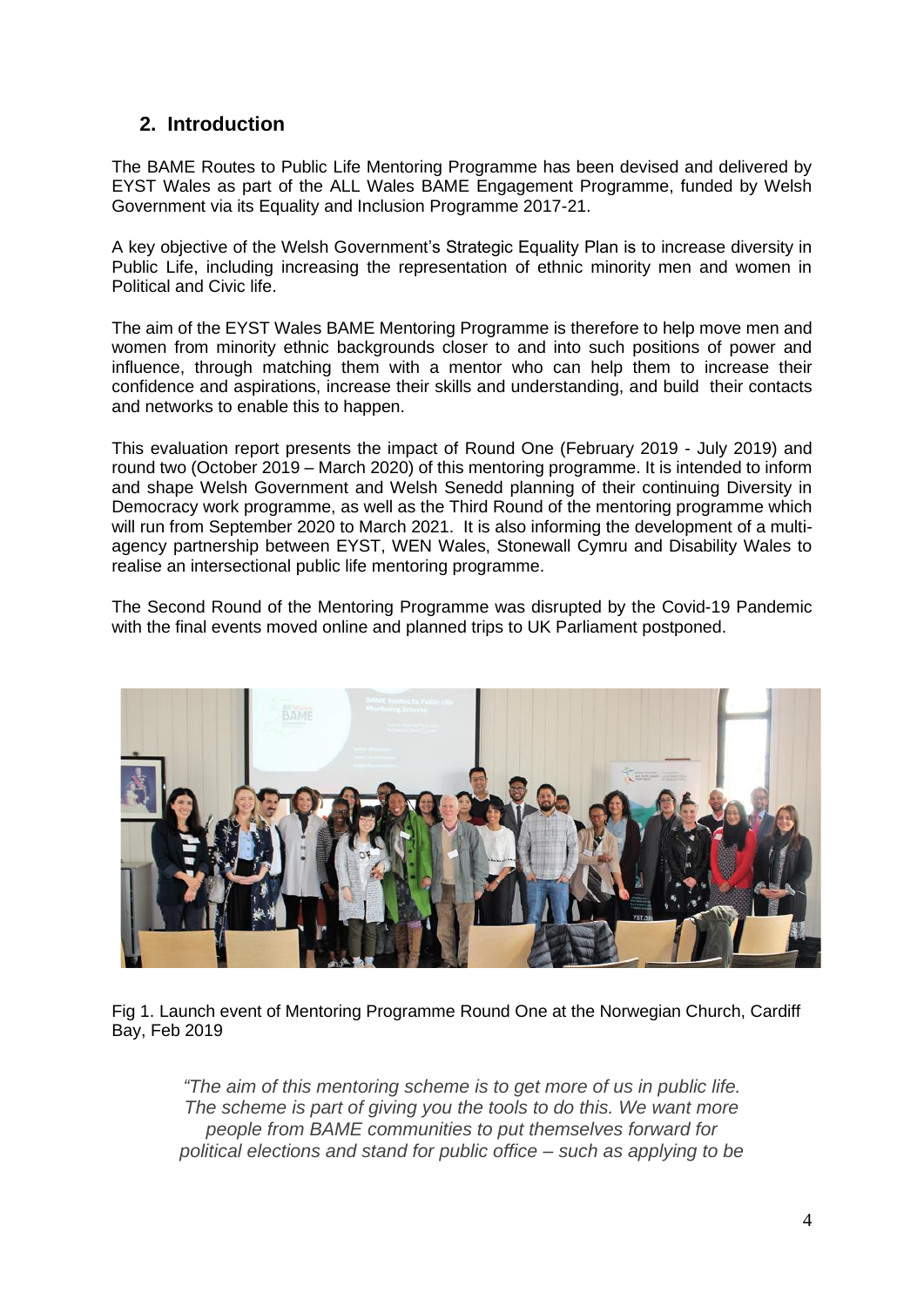## 2. Introduction

The BAME Routes to Public Life Mentoring Programme has been devised and delivered by EYST Wales as part of the ALL Wales BAME Engagement Programme, funded by Welsh Government via its Equality and Inclusion Programme 2017-21.

A key objective of the Welsh Government's Strategic Equality Plan is to increase diversity in Public Life, including increasing the representation of ethnic minority men and women in Political and Civic life.

The aim of the EYST Wales BAME Mentoring Programme is therefore to help move men and women from minority ethnic backgrounds closer to and into such positions of power and influence, through matching them with a mentor who can help them to increase their confidence and aspirations, increase their skills and understanding, and build their contacts and networks to enable this to happen.

This evaluation report presents the impact of Round One (February 2019 - July 2019) and round two (October 2019 – March 2020) of this mentoring programme. It is intended to inform and shape Welsh Government and Welsh Senedd planning of their continuing Diversity in Democracy work programme, as well as the Third Round of the mentoring programme which will run from September 2020 to March 2021. It is also informing the development of a multi-agency partnership between EYST, WEN Wales, Stonewall Cymru and Disability Wales to realise an intersectional public life mentoring programme.

The Second Round of the Mentoring Programme was disrupted by the Covid-19 Pandemic with the final events moved online and planned trips to UK Parliament postponed.

Fig 1. Launch event of Mentoring Programme Round One at the Norwegian Church, Cardiff Bay, Feb 2019

> *"The aim of this mentoring scheme is to get more of us in public life. The scheme is part of giving you the tools to do this. We want more people from BAME communities to put themselves forward for political elections and stand for public office – such as applying to be*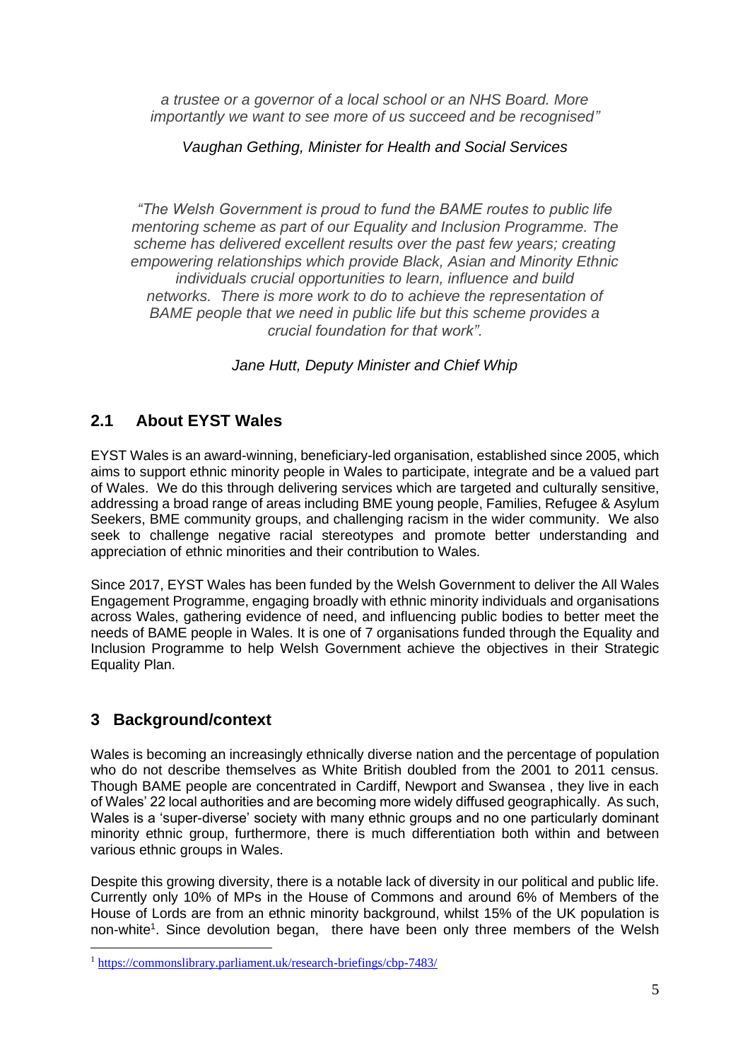*a trustee or a governor of a local school or an NHS Board. More importantly we want to see more of us succeed and be recognised"*

*Vaughan Gething, Minister for Health and Social Services*

*"The Welsh Government is proud to fund the BAME routes to public life mentoring scheme as part of our Equality and Inclusion Programme. The scheme has delivered excellent results over the past few years; creating empowering relationships which provide Black, Asian and Minority Ethnic individuals crucial opportunities to learn, influence and build networks. There is more work to do to achieve the representation of BAME people that we need in public life but this scheme provides a crucial foundation for that work".*

*Jane Hutt, Deputy Minister and Chief Whip*

## 2.1 About EYST Wales

EYST Wales is an award-winning, beneficiary-led organisation, established since 2005, which aims to support ethnic minority people in Wales to participate, integrate and be a valued part of Wales. We do this through delivering services which are targeted and culturally sensitive, addressing a broad range of areas including BME young people, Families, Refugee & Asylum Seekers, BME community groups, and challenging racism in the wider community. We also seek to challenge negative racial stereotypes and promote better understanding and appreciation of ethnic minorities and their contribution to Wales.

Since 2017, EYST Wales has been funded by the Welsh Government to deliver the All Wales Engagement Programme, engaging broadly with ethnic minority individuals and organisations across Wales, gathering evidence of need, and influencing public bodies to better meet the needs of BAME people in Wales. It is one of 7 organisations funded through the Equality and Inclusion Programme to help Welsh Government achieve the objectives in their Strategic Equality Plan.

# 3 Background/context

Wales is becoming an increasingly ethnically diverse nation and the percentage of population who do not describe themselves as White British doubled from the 2001 to 2011 census. Though BAME people are concentrated in Cardiff, Newport and Swansea , they live in each of Wales' 22 local authorities and are becoming more widely diffused geographically. As such, Wales is a 'super-diverse' society with many ethnic groups and no one particularly dominant minority ethnic group, furthermore, there is much differentiation both within and between various ethnic groups in Wales.

Despite this growing diversity, there is a notable lack of diversity in our political and public life. Currently only 10% of MPs in the House of Commons and around 6% of Members of the House of Lords are from an ethnic minority background, whilst 15% of the UK population is non-white[1]. Since devolution began, there have been only three members of the Welsh

[1] https://commonslibrary.parliament.uk/research-briefings/cbp-7483/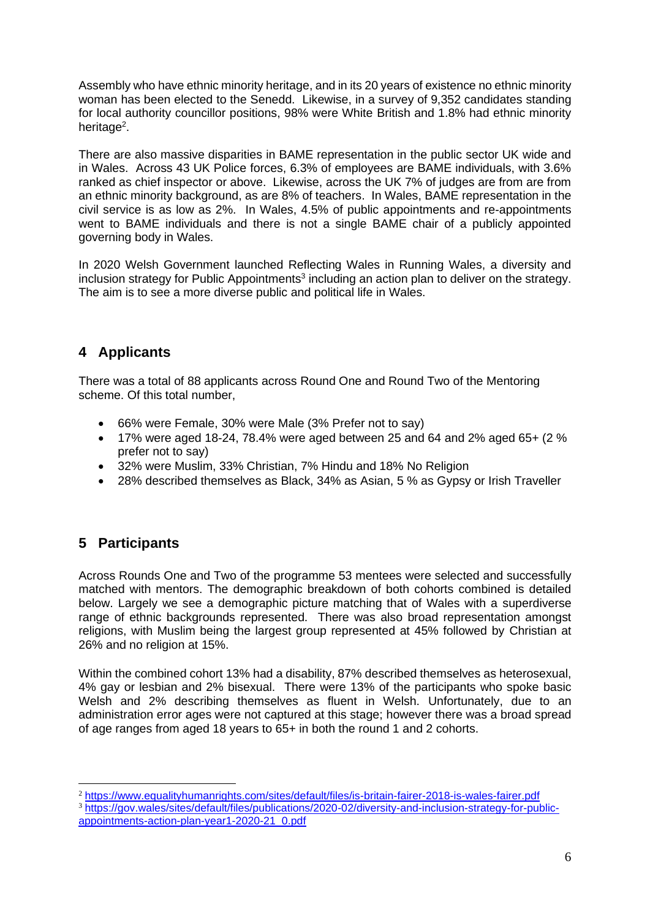Assembly who have ethnic minority heritage, and in its 20 years of existence no ethnic minority woman has been elected to the Senedd. Likewise, in a survey of 9,352 candidates standing for local authority councillor positions, 98% were White British and 1.8% had ethnic minority heritage[2].

There are also massive disparities in BAME representation in the public sector UK wide and in Wales. Across 43 UK Police forces, 6.3% of employees are BAME individuals, with 3.6% ranked as chief inspector or above. Likewise, across the UK 7% of judges are from are from an ethnic minority background, as are 8% of teachers. In Wales, BAME representation in the civil service is as low as 2%. In Wales, 4.5% of public appointments and re-appointments went to BAME individuals and there is not a single BAME chair of a publicly appointed governing body in Wales.

In 2020 Welsh Government launched Reflecting Wales in Running Wales, a diversity and inclusion strategy for Public Appointments[3] including an action plan to deliver on the strategy. The aim is to see a more diverse public and political life in Wales.

## 4 Applicants

There was a total of 88 applicants across Round One and Round Two of the Mentoring scheme. Of this total number,

- 66% were Female, 30% were Male (3% Prefer not to say)
- 17% were aged 18-24, 78.4% were aged between 25 and 64 and 2% aged 65+ (2 % prefer not to say)
- 32% were Muslim, 33% Christian, 7% Hindu and 18% No Religion
- 28% described themselves as Black, 34% as Asian, 5 % as Gypsy or Irish Traveller

## 5 Participants

Across Rounds One and Two of the programme 53 mentees were selected and successfully matched with mentors. The demographic breakdown of both cohorts combined is detailed below. Largely we see a demographic picture matching that of Wales with a superdiverse range of ethnic backgrounds represented. There was also broad representation amongst religions, with Muslim being the largest group represented at 45% followed by Christian at 26% and no religion at 15%.

Within the combined cohort 13% had a disability, 87% described themselves as heterosexual, 4% gay or lesbian and 2% bisexual. There were 13% of the participants who spoke basic Welsh and 2% describing themselves as fluent in Welsh. Unfortunately, due to an administration error ages were not captured at this stage; however there was a broad spread of age ranges from aged 18 years to 65+ in both the round 1 and 2 cohorts.

---

[2] https://www.equalityhumanrights.com/sites/default/files/is-britain-fairer-2018-is-wales-fairer.pdf

[3] https://gov.wales/sites/default/files/publications/2020-02/diversity-and-inclusion-strategy-for-public-appointments-action-plan-year1-2020-21_0.pdf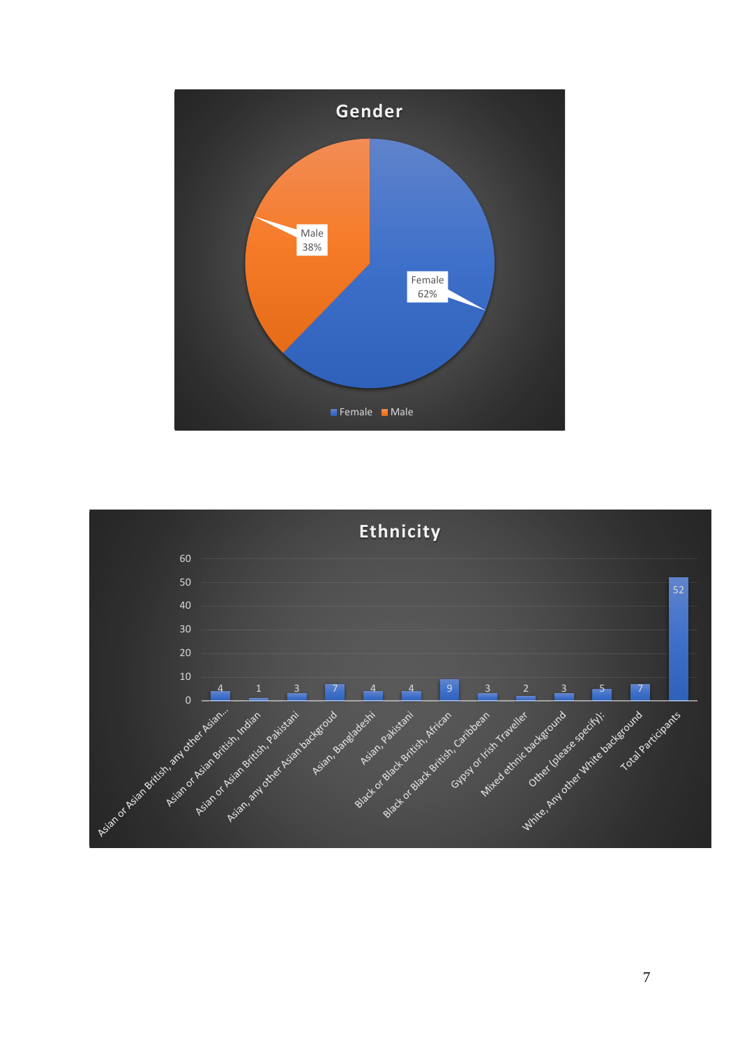**Gender**

| Gender | Percentage |
|---|---|
| Female | 62% |
| Male | 38% |

**Ethnicity**

| Ethnicity | Count |
|---|---|
| Asian or Asian British, any other Asian... | 4 |
| Asian or Asian British, Indian | 1 |
| Asian or Asian British, Pakistani | 3 |
| Asian, any other Asian backgroud | 7 |
| Asian, Bangladeshi | 4 |
| Asian, Pakistani | 4 |
| Black or Black British, African | 9 |
| Black or Black British, Caribbean | 3 |
| Gypsy or Irish Traveller | 2 |
| Mixed ethnic background | 3 |
| Other (please specify): | 5 |
| White, Any other White background | 7 |
| Total Participants | 52 |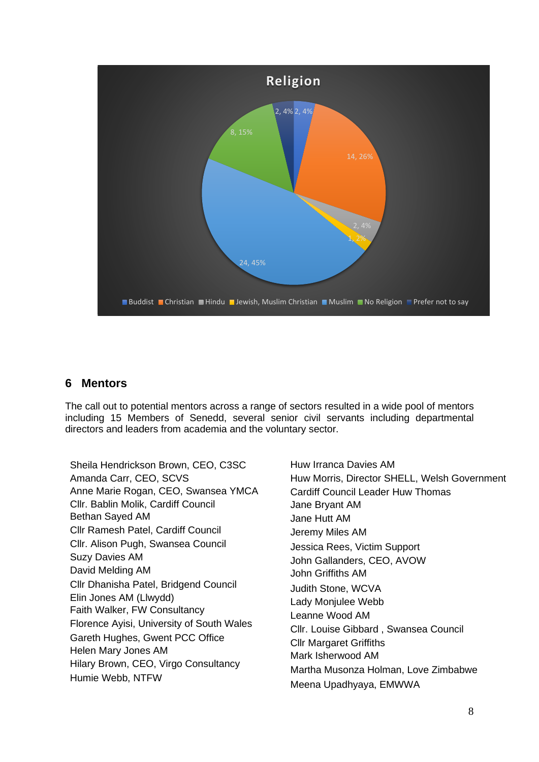**Religion**

| Religion | Count | Percentage |
|---|---|---|
| Buddist | 2 | 4% |
| Christian | 14 | 26% |
| Hindu | 2 | 4% |
| Jewish, Muslim Christian | 1 | 2% |
| Muslim | 24 | 45% |
| No Religion | 8 | 15% |
| Prefer not to say | 2 | 4% |

## 6 Mentors

The call out to potential mentors across a range of sectors resulted in a wide pool of mentors including 15 Members of Senedd, several senior civil servants including departmental directors and leaders from academia and the voluntary sector.

Sheila Hendrickson Brown, CEO, C3SC
Amanda Carr, CEO, SCVS
Anne Marie Rogan, CEO, Swansea YMCA
Cllr. Bablin Molik, Cardiff Council
Bethan Sayed AM
Cllr Ramesh Patel, Cardiff Council
Cllr. Alison Pugh, Swansea Council
Suzy Davies AM
David Melding AM
Cllr Dhanisha Patel, Bridgend Council
Elin Jones AM (Llwydd)
Faith Walker, FW Consultancy
Florence Ayisi, University of South Wales
Gareth Hughes, Gwent PCC Office
Helen Mary Jones AM
Hilary Brown, CEO, Virgo Consultancy
Humie Webb, NTFW
Huw Irranca Davies AM
Huw Morris, Director SHELL, Welsh Government
Cardiff Council Leader Huw Thomas
Jane Bryant AM
Jane Hutt AM
Jeremy Miles AM
Jessica Rees, Victim Support
John Gallanders, CEO, AVOW
John Griffiths AM
Judith Stone, WCVA
Lady Monjulee Webb
Leanne Wood AM
Cllr. Louise Gibbard , Swansea Council
Cllr Margaret Griffiths
Mark Isherwood AM
Martha Musonza Holman, Love Zimbabwe
Meena Upadhyaya, EMWWA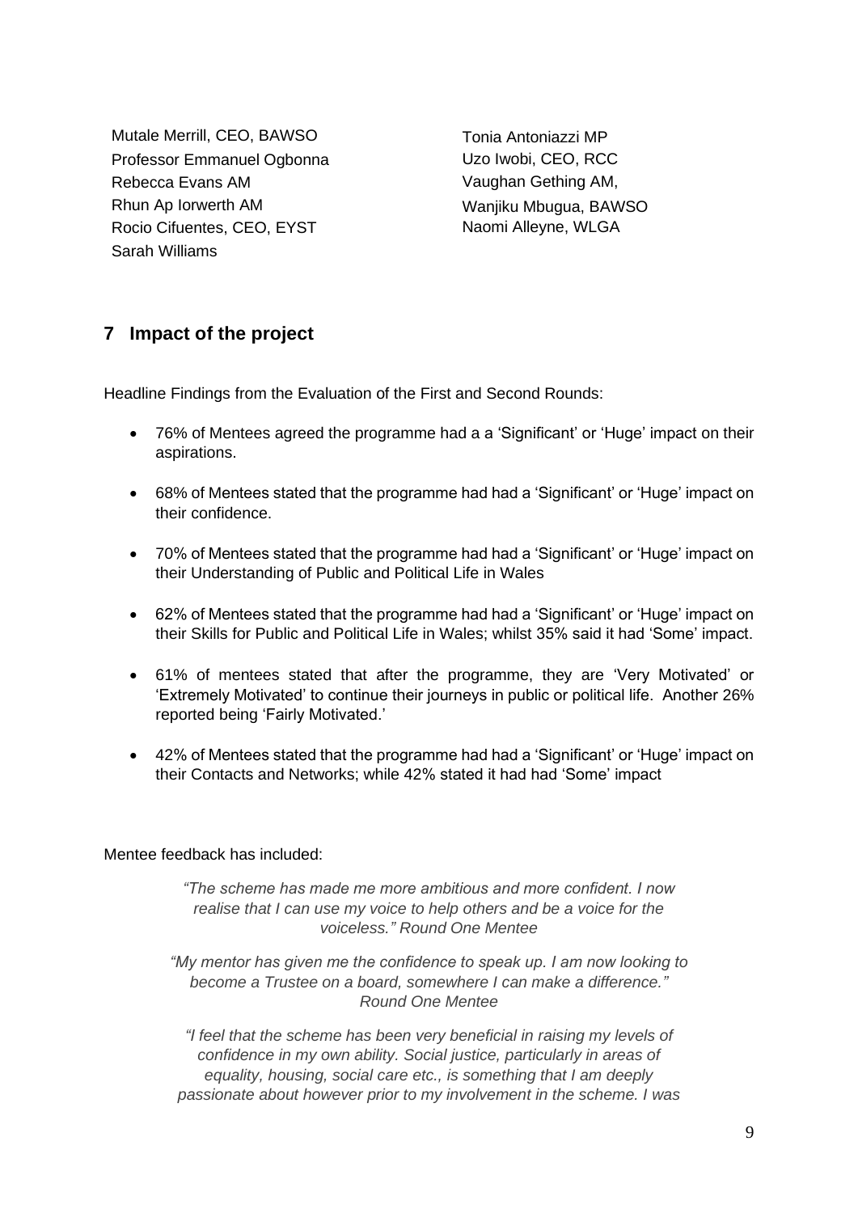Mutale Merrill, CEO, BAWSO
Professor Emmanuel Ogbonna
Rebecca Evans AM
Rhun Ap Iorwerth AM
Rocio Cifuentes, CEO, EYST
Sarah Williams

Tonia Antoniazzi MP
Uzo Iwobi, CEO, RCC
Vaughan Gething AM,
Wanjiku Mbugua, BAWSO
Naomi Alleyne, WLGA

## 7 Impact of the project

Headline Findings from the Evaluation of the First and Second Rounds:

- 76% of Mentees agreed the programme had a a 'Significant' or 'Huge' impact on their aspirations.
- 68% of Mentees stated that the programme had had a 'Significant' or 'Huge' impact on their confidence.
- 70% of Mentees stated that the programme had had a 'Significant' or 'Huge' impact on their Understanding of Public and Political Life in Wales
- 62% of Mentees stated that the programme had had a 'Significant' or 'Huge' impact on their Skills for Public and Political Life in Wales; whilst 35% said it had 'Some' impact.
- 61% of mentees stated that after the programme, they are 'Very Motivated' or 'Extremely Motivated' to continue their journeys in public or political life. Another 26% reported being 'Fairly Motivated.'
- 42% of Mentees stated that the programme had had a 'Significant' or 'Huge' impact on their Contacts and Networks; while 42% stated it had had 'Some' impact

Mentee feedback has included:

*"The scheme has made me more ambitious and more confident. I now realise that I can use my voice to help others and be a voice for the voiceless." Round One Mentee*

*"My mentor has given me the confidence to speak up. I am now looking to become a Trustee on a board, somewhere I can make a difference." Round One Mentee*

*"I feel that the scheme has been very beneficial in raising my levels of confidence in my own ability. Social justice, particularly in areas of equality, housing, social care etc., is something that I am deeply passionate about however prior to my involvement in the scheme. I was*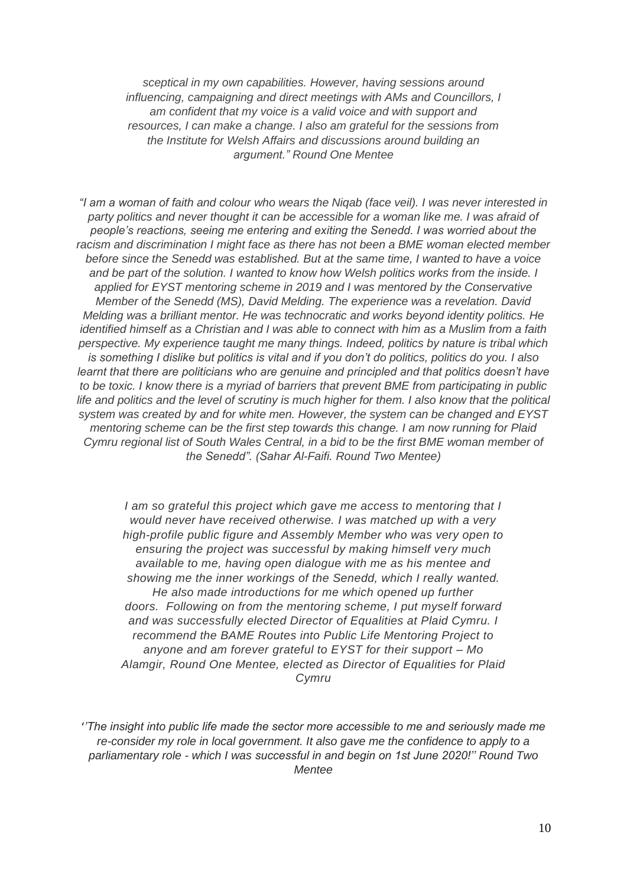*sceptical in my own capabilities. However, having sessions around influencing, campaigning and direct meetings with AMs and Councillors, I am confident that my voice is a valid voice and with support and resources, I can make a change. I also am grateful for the sessions from the Institute for Welsh Affairs and discussions around building an argument." Round One Mentee*

*"I am a woman of faith and colour who wears the Niqab (face veil). I was never interested in party politics and never thought it can be accessible for a woman like me. I was afraid of people's reactions, seeing me entering and exiting the Senedd. I was worried about the racism and discrimination I might face as there has not been a BME woman elected member before since the Senedd was established. But at the same time, I wanted to have a voice and be part of the solution. I wanted to know how Welsh politics works from the inside. I applied for EYST mentoring scheme in 2019 and I was mentored by the Conservative Member of the Senedd (MS), David Melding. The experience was a revelation. David Melding was a brilliant mentor. He was technocratic and works beyond identity politics. He identified himself as a Christian and I was able to connect with him as a Muslim from a faith perspective. My experience taught me many things. Indeed, politics by nature is tribal which is something I dislike but politics is vital and if you don't do politics, politics do you. I also learnt that there are politicians who are genuine and principled and that politics doesn't have to be toxic. I know there is a myriad of barriers that prevent BME from participating in public life and politics and the level of scrutiny is much higher for them. I also know that the political system was created by and for white men. However, the system can be changed and EYST mentoring scheme can be the first step towards this change. I am now running for Plaid Cymru regional list of South Wales Central, in a bid to be the first BME woman member of the Senedd". (Sahar Al-Faifi. Round Two Mentee)*

*I am so grateful this project which gave me access to mentoring that I would never have received otherwise. I was matched up with a very high-profile public figure and Assembly Member who was very open to ensuring the project was successful by making himself very much available to me, having open dialogue with me as his mentee and showing me the inner workings of the Senedd, which I really wanted. He also made introductions for me which opened up further doors. Following on from the mentoring scheme, I put myself forward and was successfully elected Director of Equalities at Plaid Cymru. I recommend the BAME Routes into Public Life Mentoring Project to anyone and am forever grateful to EYST for their support – Mo Alamgir, Round One Mentee, elected as Director of Equalities for Plaid Cymru*

*''The insight into public life made the sector more accessible to me and seriously made me re-consider my role in local government. It also gave me the confidence to apply to a parliamentary role - which I was successful in and begin on 1st June 2020!'' Round Two Mentee*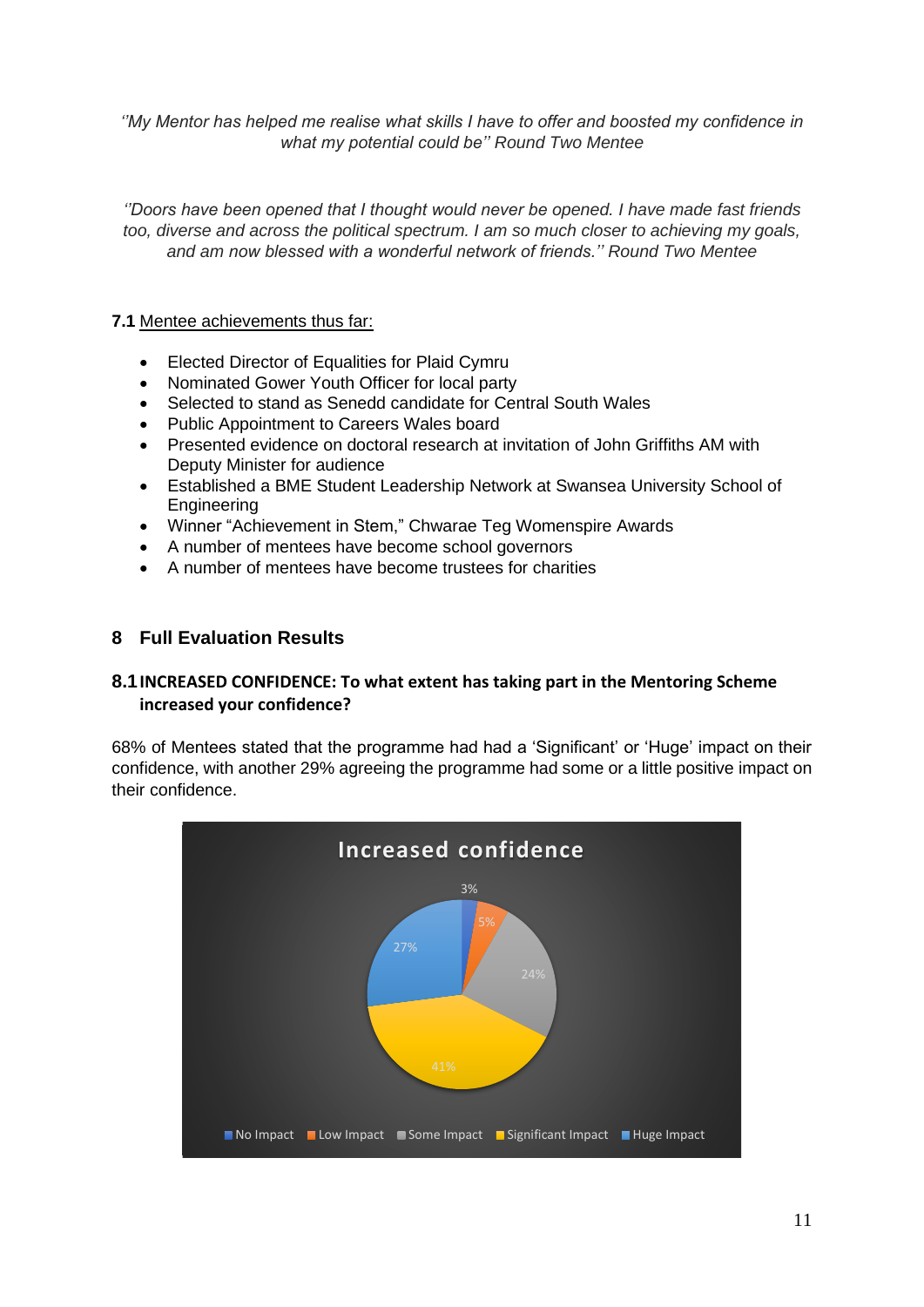*''My Mentor has helped me realise what skills I have to offer and boosted my confidence in what my potential could be'' Round Two Mentee*

*''Doors have been opened that I thought would never be opened. I have made fast friends too, diverse and across the political spectrum. I am so much closer to achieving my goals, and am now blessed with a wonderful network of friends.'' Round Two Mentee*

**7.1** Mentee achievements thus far:

- Elected Director of Equalities for Plaid Cymru
- Nominated Gower Youth Officer for local party
- Selected to stand as Senedd candidate for Central South Wales
- Public Appointment to Careers Wales board
- Presented evidence on doctoral research at invitation of John Griffiths AM with Deputy Minister for audience
- Established a BME Student Leadership Network at Swansea University School of Engineering
- Winner "Achievement in Stem," Chwarae Teg Womenspire Awards
- A number of mentees have become school governors
- A number of mentees have become trustees for charities

## 8 Full Evaluation Results

### 8.1 INCREASED CONFIDENCE: To what extent has taking part in the Mentoring Scheme increased your confidence?

68% of Mentees stated that the programme had had a 'Significant' or 'Huge' impact on their confidence, with another 29% agreeing the programme had some or a little positive impact on their confidence.

**Increased confidence**

| Response | Percentage |
|---|---|
| No Impact | 3% |
| Low Impact | 5% |
| Some Impact | 24% |
| Significant Impact | 41% |
| Huge Impact | 27% |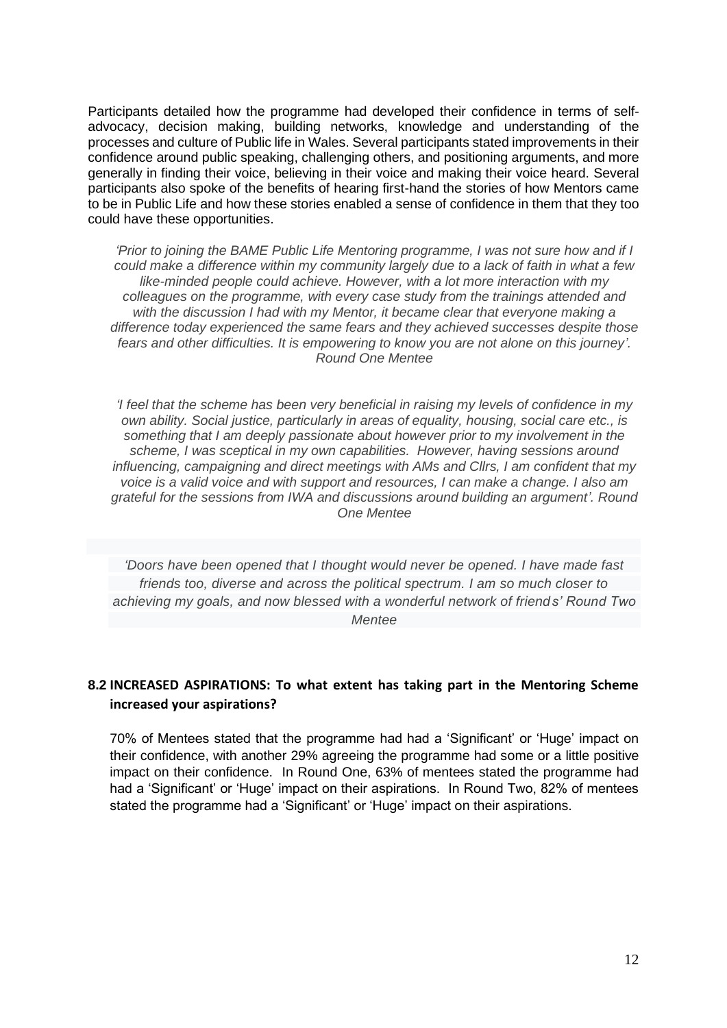Participants detailed how the programme had developed their confidence in terms of self-advocacy, decision making, building networks, knowledge and understanding of the processes and culture of Public life in Wales. Several participants stated improvements in their confidence around public speaking, challenging others, and positioning arguments, and more generally in finding their voice, believing in their voice and making their voice heard. Several participants also spoke of the benefits of hearing first-hand the stories of how Mentors came to be in Public Life and how these stories enabled a sense of confidence in them that they too could have these opportunities.

*'Prior to joining the BAME Public Life Mentoring programme, I was not sure how and if I could make a difference within my community largely due to a lack of faith in what a few like-minded people could achieve. However, with a lot more interaction with my colleagues on the programme, with every case study from the trainings attended and with the discussion I had with my Mentor, it became clear that everyone making a difference today experienced the same fears and they achieved successes despite those fears and other difficulties. It is empowering to know you are not alone on this journey'. Round One Mentee*

*'I feel that the scheme has been very beneficial in raising my levels of confidence in my own ability. Social justice, particularly in areas of equality, housing, social care etc., is something that I am deeply passionate about however prior to my involvement in the scheme, I was sceptical in my own capabilities. However, having sessions around influencing, campaigning and direct meetings with AMs and Cllrs, I am confident that my voice is a valid voice and with support and resources, I can make a change. I also am grateful for the sessions from IWA and discussions around building an argument'. Round One Mentee*

*'Doors have been opened that I thought would never be opened. I have made fast friends too, diverse and across the political spectrum. I am so much closer to achieving my goals, and now blessed with a wonderful network of friends' Round Two Mentee*

### 8.2 INCREASED ASPIRATIONS: To what extent has taking part in the Mentoring Scheme increased your aspirations?

70% of Mentees stated that the programme had had a 'Significant' or 'Huge' impact on their confidence, with another 29% agreeing the programme had some or a little positive impact on their confidence. In Round One, 63% of mentees stated the programme had had a 'Significant' or 'Huge' impact on their aspirations. In Round Two, 82% of mentees stated the programme had a 'Significant' or 'Huge' impact on their aspirations.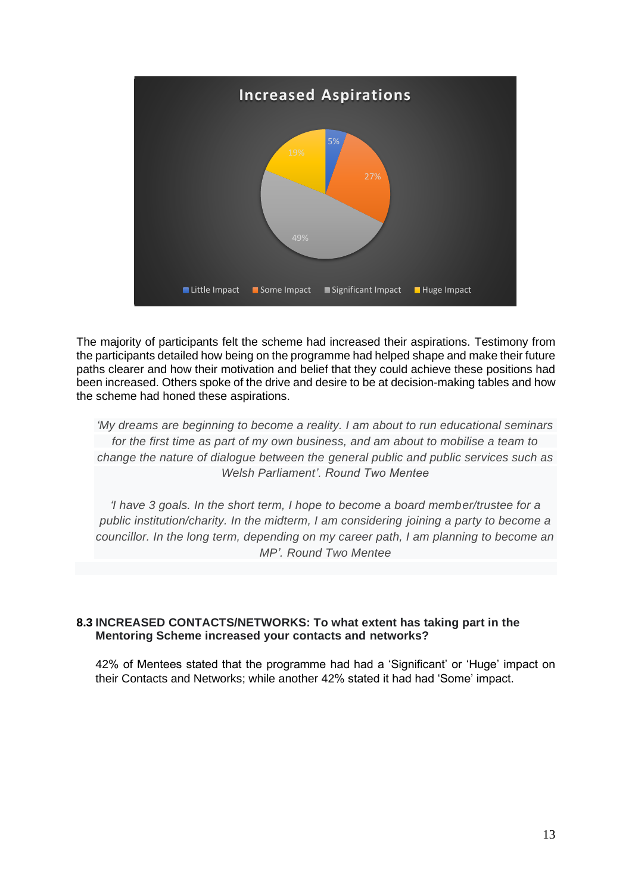**Increased Aspirations**

| Category | Percentage |
|---|---|
| Little Impact | 5% |
| Some Impact | 27% |
| Significant Impact | 49% |
| Huge Impact | 19% |

The majority of participants felt the scheme had increased their aspirations. Testimony from the participants detailed how being on the programme had helped shape and make their future paths clearer and how their motivation and belief that they could achieve these positions had been increased. Others spoke of the drive and desire to be at decision-making tables and how the scheme had honed these aspirations.

> *'My dreams are beginning to become a reality. I am about to run educational seminars for the first time as part of my own business, and am about to mobilise a team to change the nature of dialogue between the general public and public services such as Welsh Parliament'. Round Two Mentee*

> *'I have 3 goals. In the short term, I hope to become a board member/trustee for a public institution/charity. In the midterm, I am considering joining a party to become a councillor. In the long term, depending on my career path, I am planning to become an MP'. Round Two Mentee*

### 8.3 INCREASED CONTACTS/NETWORKS: To what extent has taking part in the Mentoring Scheme increased your contacts and networks?

42% of Mentees stated that the programme had had a 'Significant' or 'Huge' impact on their Contacts and Networks; while another 42% stated it had had 'Some' impact.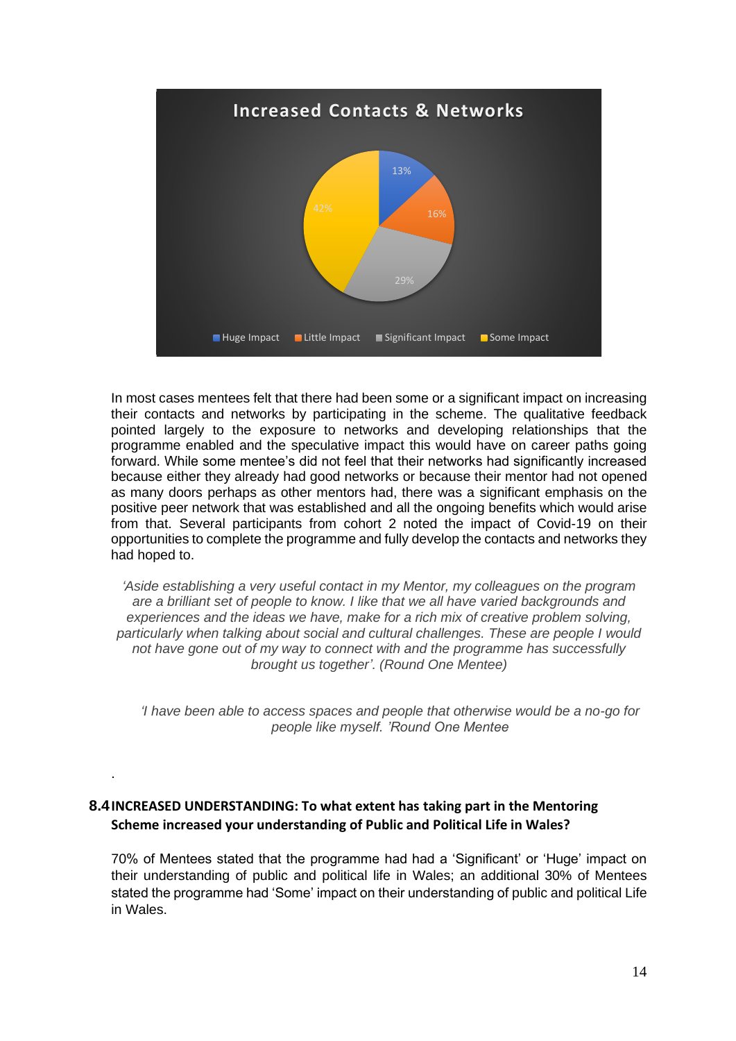**Increased Contacts & Networks**

| Response | Percentage |
|---|---|
| Huge Impact | 13% |
| Little Impact | 16% |
| Significant Impact | 29% |
| Some Impact | 42% |

In most cases mentees felt that there had been some or a significant impact on increasing their contacts and networks by participating in the scheme. The qualitative feedback pointed largely to the exposure to networks and developing relationships that the programme enabled and the speculative impact this would have on career paths going forward. While some mentee's did not feel that their networks had significantly increased because either they already had good networks or because their mentor had not opened as many doors perhaps as other mentors had, there was a significant emphasis on the positive peer network that was established and all the ongoing benefits which would arise from that. Several participants from cohort 2 noted the impact of Covid-19 on their opportunities to complete the programme and fully develop the contacts and networks they had hoped to.

*'Aside establishing a very useful contact in my Mentor, my colleagues on the program are a brilliant set of people to know. I like that we all have varied backgrounds and experiences and the ideas we have, make for a rich mix of creative problem solving, particularly when talking about social and cultural challenges. These are people I would not have gone out of my way to connect with and the programme has successfully brought us together'. (Round One Mentee)*

*'I have been able to access spaces and people that otherwise would be a no-go for people like myself. 'Round One Mentee*

.

## 8.4 INCREASED UNDERSTANDING: To what extent has taking part in the Mentoring Scheme increased your understanding of Public and Political Life in Wales?

70% of Mentees stated that the programme had had a 'Significant' or 'Huge' impact on their understanding of public and political life in Wales; an additional 30% of Mentees stated the programme had 'Some' impact on their understanding of public and political Life in Wales.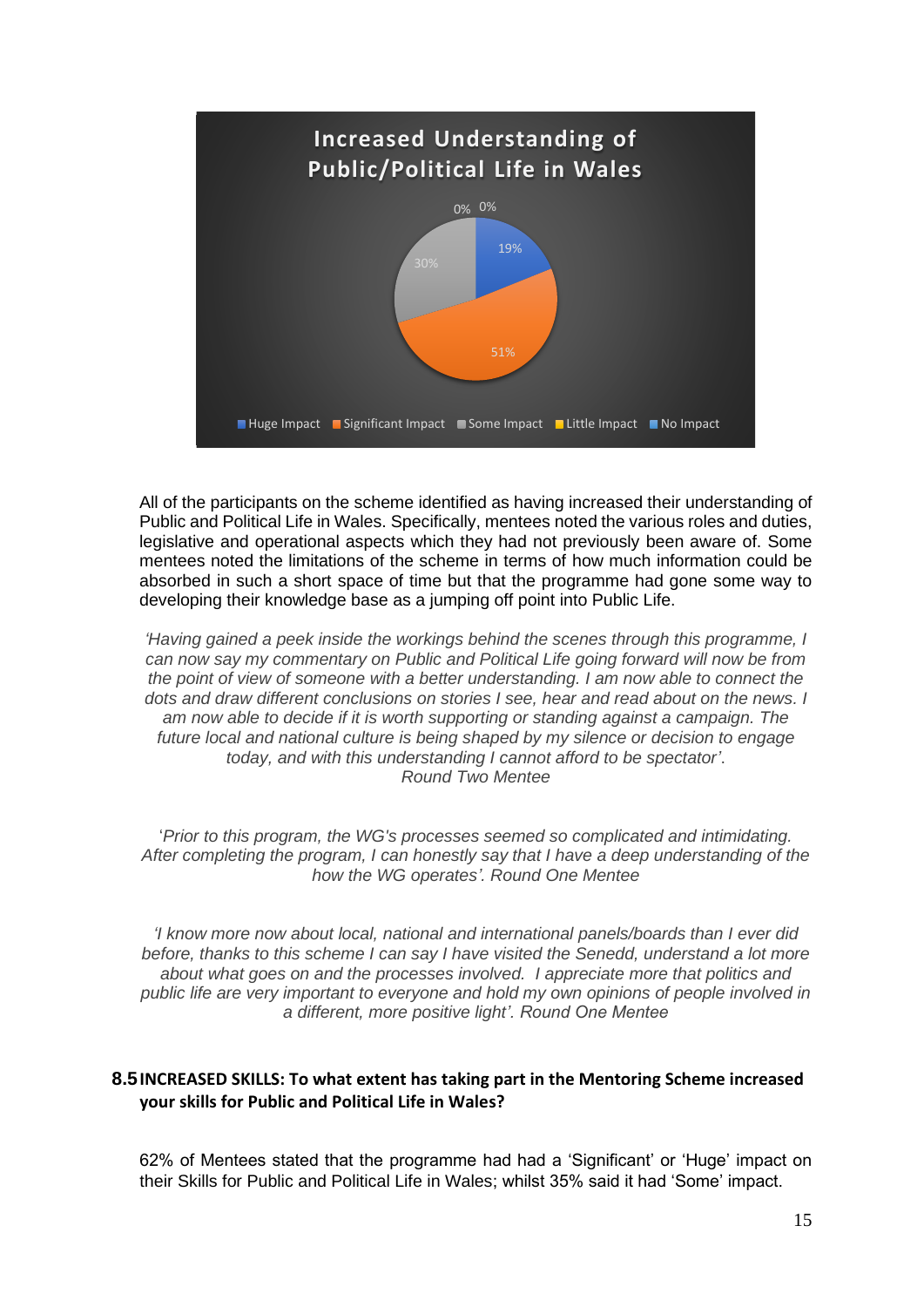**Increased Understanding of Public/Political Life in Wales**

| Category | Percentage |
|---|---|
| Huge Impact | 19% |
| Significant Impact | 51% |
| Some Impact | 30% |
| Little Impact | 0% |
| No Impact | 0% |

All of the participants on the scheme identified as having increased their understanding of Public and Political Life in Wales. Specifically, mentees noted the various roles and duties, legislative and operational aspects which they had not previously been aware of. Some mentees noted the limitations of the scheme in terms of how much information could be absorbed in such a short space of time but that the programme had gone some way to developing their knowledge base as a jumping off point into Public Life.

*'Having gained a peek inside the workings behind the scenes through this programme, I can now say my commentary on Public and Political Life going forward will now be from the point of view of someone with a better understanding. I am now able to connect the dots and draw different conclusions on stories I see, hear and read about on the news. I am now able to decide if it is worth supporting or standing against a campaign. The future local and national culture is being shaped by my silence or decision to engage today, and with this understanding I cannot afford to be spectator'. Round Two Mentee*

*'Prior to this program, the WG's processes seemed so complicated and intimidating. After completing the program, I can honestly say that I have a deep understanding of the how the WG operates'. Round One Mentee*

*'I know more now about local, national and international panels/boards than I ever did before, thanks to this scheme I can say I have visited the Senedd, understand a lot more about what goes on and the processes involved. I appreciate more that politics and public life are very important to everyone and hold my own opinions of people involved in a different, more positive light'. Round One Mentee*

## 8.5 INCREASED SKILLS: To what extent has taking part in the Mentoring Scheme increased your skills for Public and Political Life in Wales?

62% of Mentees stated that the programme had had a 'Significant' or 'Huge' impact on their Skills for Public and Political Life in Wales; whilst 35% said it had 'Some' impact.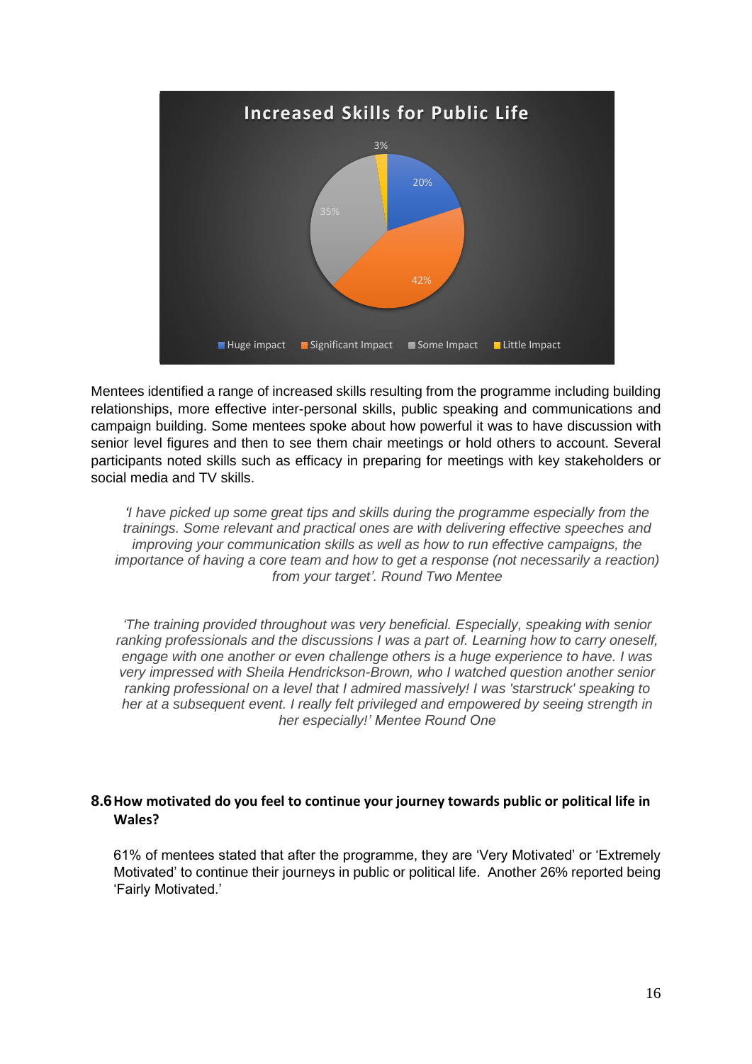**Increased Skills for Public Life**

| Response | Percentage |
| --- | --- |
| Huge impact | 20% |
| Significant Impact | 42% |
| Some Impact | 35% |
| Little Impact | 3% |

Mentees identified a range of increased skills resulting from the programme including building relationships, more effective inter-personal skills, public speaking and communications and campaign building. Some mentees spoke about how powerful it was to have discussion with senior level figures and then to see them chair meetings or hold others to account. Several participants noted skills such as efficacy in preparing for meetings with key stakeholders or social media and TV skills.

> *'I have picked up some great tips and skills during the programme especially from the trainings. Some relevant and practical ones are with delivering effective speeches and improving your communication skills as well as how to run effective campaigns, the importance of having a core team and how to get a response (not necessarily a reaction) from your target'. Round Two Mentee*

> *'The training provided throughout was very beneficial. Especially, speaking with senior ranking professionals and the discussions I was a part of. Learning how to carry oneself, engage with one another or even challenge others is a huge experience to have. I was very impressed with Sheila Hendrickson-Brown, who I watched question another senior ranking professional on a level that I admired massively! I was 'starstruck' speaking to her at a subsequent event. I really felt privileged and empowered by seeing strength in her especially!' Mentee Round One*

### 8.6 How motivated do you feel to continue your journey towards public or political life in Wales?

61% of mentees stated that after the programme, they are 'Very Motivated' or 'Extremely Motivated' to continue their journeys in public or political life. Another 26% reported being 'Fairly Motivated.'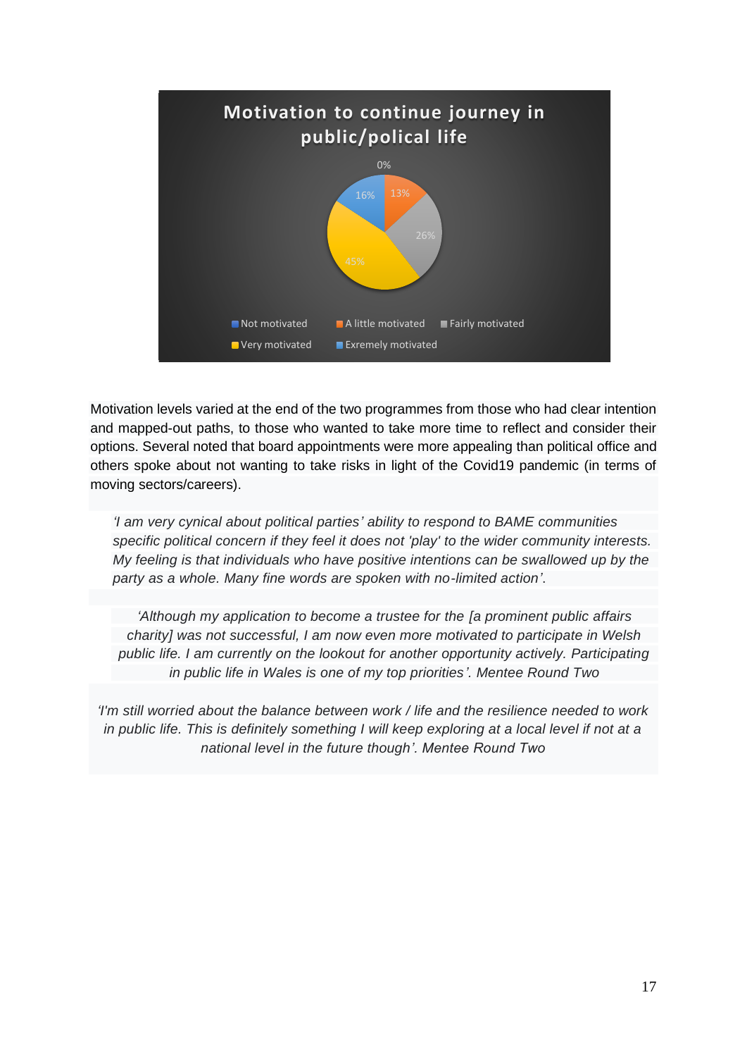**Motivation to continue journey in public/polical life**

| Response | Percentage |
|---|---|
| Not motivated | 0% |
| A little motivated | 13% |
| Fairly motivated | 26% |
| Very motivated | 45% |
| Exremely motivated | 16% |

Motivation levels varied at the end of the two programmes from those who had clear intention and mapped-out paths, to those who wanted to take more time to reflect and consider their options. Several noted that board appointments were more appealing than political office and others spoke about not wanting to take risks in light of the Covid19 pandemic (in terms of moving sectors/careers).

> *'I am very cynical about political parties' ability to respond to BAME communities specific political concern if they feel it does not 'play' to the wider community interests. My feeling is that individuals who have positive intentions can be swallowed up by the party as a whole. Many fine words are spoken with no-limited action'.*

> *'Although my application to become a trustee for the [a prominent public affairs charity] was not successful, I am now even more motivated to participate in Welsh public life. I am currently on the lookout for another opportunity actively. Participating in public life in Wales is one of my top priorities'. Mentee Round Two*

> *'I'm still worried about the balance between work / life and the resilience needed to work in public life. This is definitely something I will keep exploring at a local level if not at a national level in the future though'. Mentee Round Two*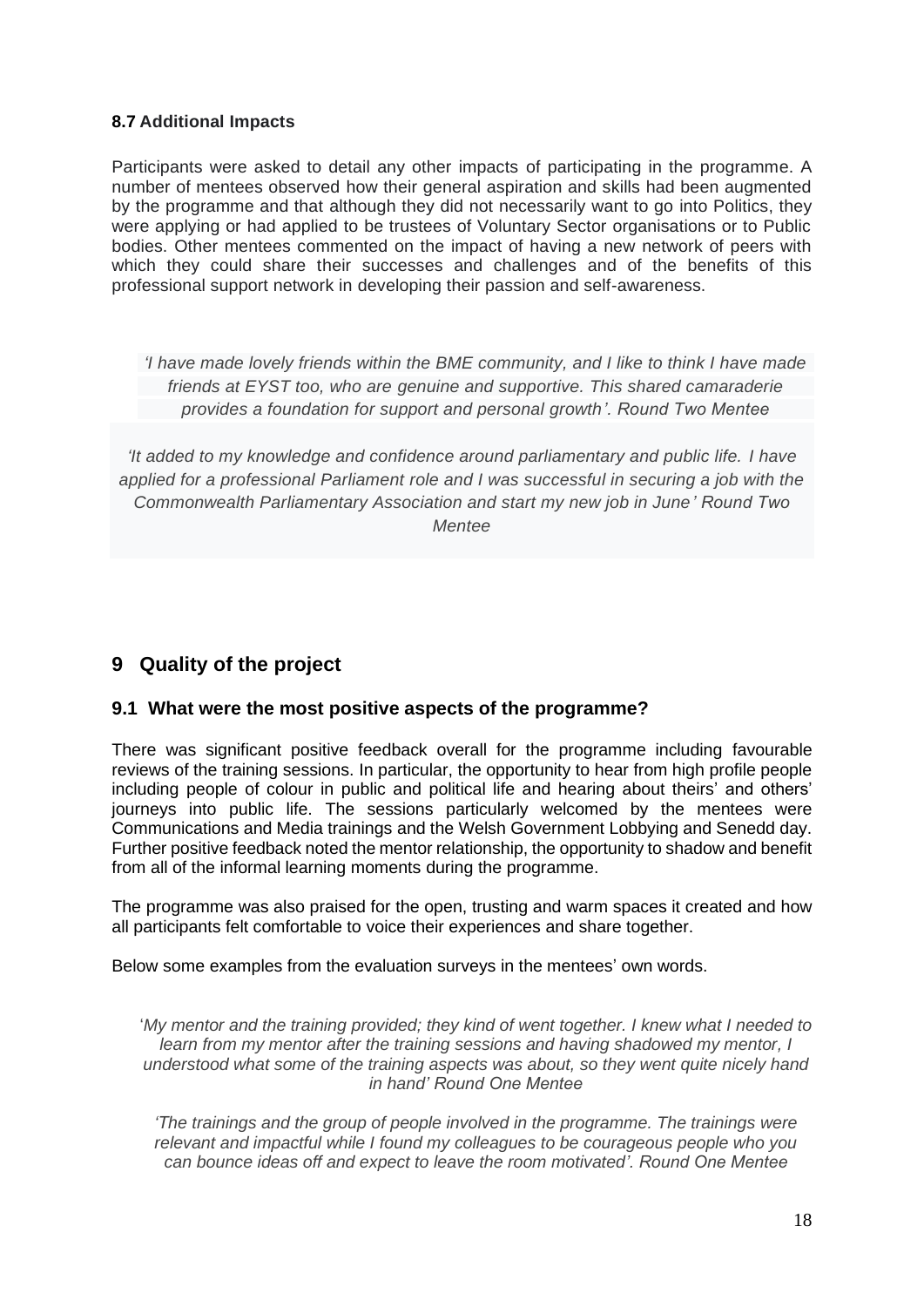### 8.7 Additional Impacts

Participants were asked to detail any other impacts of participating in the programme. A number of mentees observed how their general aspiration and skills had been augmented by the programme and that although they did not necessarily want to go into Politics, they were applying or had applied to be trustees of Voluntary Sector organisations or to Public bodies. Other mentees commented on the impact of having a new network of peers with which they could share their successes and challenges and of the benefits of this professional support network in developing their passion and self-awareness.

*'I have made lovely friends within the BME community, and I like to think I have made friends at EYST too, who are genuine and supportive. This shared camaraderie provides a foundation for support and personal growth'. Round Two Mentee*

*'It added to my knowledge and confidence around parliamentary and public life. I have applied for a professional Parliament role and I was successful in securing a job with the Commonwealth Parliamentary Association and start my new job in June' Round Two Mentee*

## 9 Quality of the project

### 9.1 What were the most positive aspects of the programme?

There was significant positive feedback overall for the programme including favourable reviews of the training sessions. In particular, the opportunity to hear from high profile people including people of colour in public and political life and hearing about theirs' and others' journeys into public life. The sessions particularly welcomed by the mentees were Communications and Media trainings and the Welsh Government Lobbying and Senedd day. Further positive feedback noted the mentor relationship, the opportunity to shadow and benefit from all of the informal learning moments during the programme.

The programme was also praised for the open, trusting and warm spaces it created and how all participants felt comfortable to voice their experiences and share together.

Below some examples from the evaluation surveys in the mentees' own words.

*'My mentor and the training provided; they kind of went together. I knew what I needed to learn from my mentor after the training sessions and having shadowed my mentor, I understood what some of the training aspects was about, so they went quite nicely hand in hand' Round One Mentee*

*'The trainings and the group of people involved in the programme. The trainings were relevant and impactful while I found my colleagues to be courageous people who you can bounce ideas off and expect to leave the room motivated'. Round One Mentee*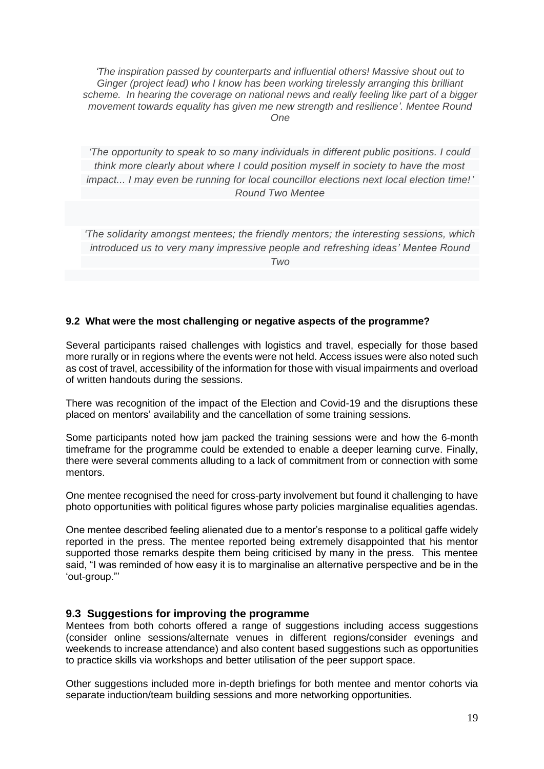*'The inspiration passed by counterparts and influential others! Massive shout out to Ginger (project lead) who I know has been working tirelessly arranging this brilliant scheme. In hearing the coverage on national news and really feeling like part of a bigger movement towards equality has given me new strength and resilience'. Mentee Round One*

*'The opportunity to speak to so many individuals in different public positions. I could think more clearly about where I could position myself in society to have the most impact... I may even be running for local councillor elections next local election time!' Round Two Mentee*

*'The solidarity amongst mentees; the friendly mentors; the interesting sessions, which introduced us to very many impressive people and refreshing ideas' Mentee Round Two*

### 9.2 What were the most challenging or negative aspects of the programme?

Several participants raised challenges with logistics and travel, especially for those based more rurally or in regions where the events were not held. Access issues were also noted such as cost of travel, accessibility of the information for those with visual impairments and overload of written handouts during the sessions.

There was recognition of the impact of the Election and Covid-19 and the disruptions these placed on mentors' availability and the cancellation of some training sessions.

Some participants noted how jam packed the training sessions were and how the 6-month timeframe for the programme could be extended to enable a deeper learning curve. Finally, there were several comments alluding to a lack of commitment from or connection with some mentors.

One mentee recognised the need for cross-party involvement but found it challenging to have photo opportunities with political figures whose party policies marginalise equalities agendas.

One mentee described feeling alienated due to a mentor's response to a political gaffe widely reported in the press. The mentee reported being extremely disappointed that his mentor supported those remarks despite them being criticised by many in the press. This mentee said, "I was reminded of how easy it is to marginalise an alternative perspective and be in the 'out-group."'

### 9.3 Suggestions for improving the programme

Mentees from both cohorts offered a range of suggestions including access suggestions (consider online sessions/alternate venues in different regions/consider evenings and weekends to increase attendance) and also content based suggestions such as opportunities to practice skills via workshops and better utilisation of the peer support space.

Other suggestions included more in-depth briefings for both mentee and mentor cohorts via separate induction/team building sessions and more networking opportunities.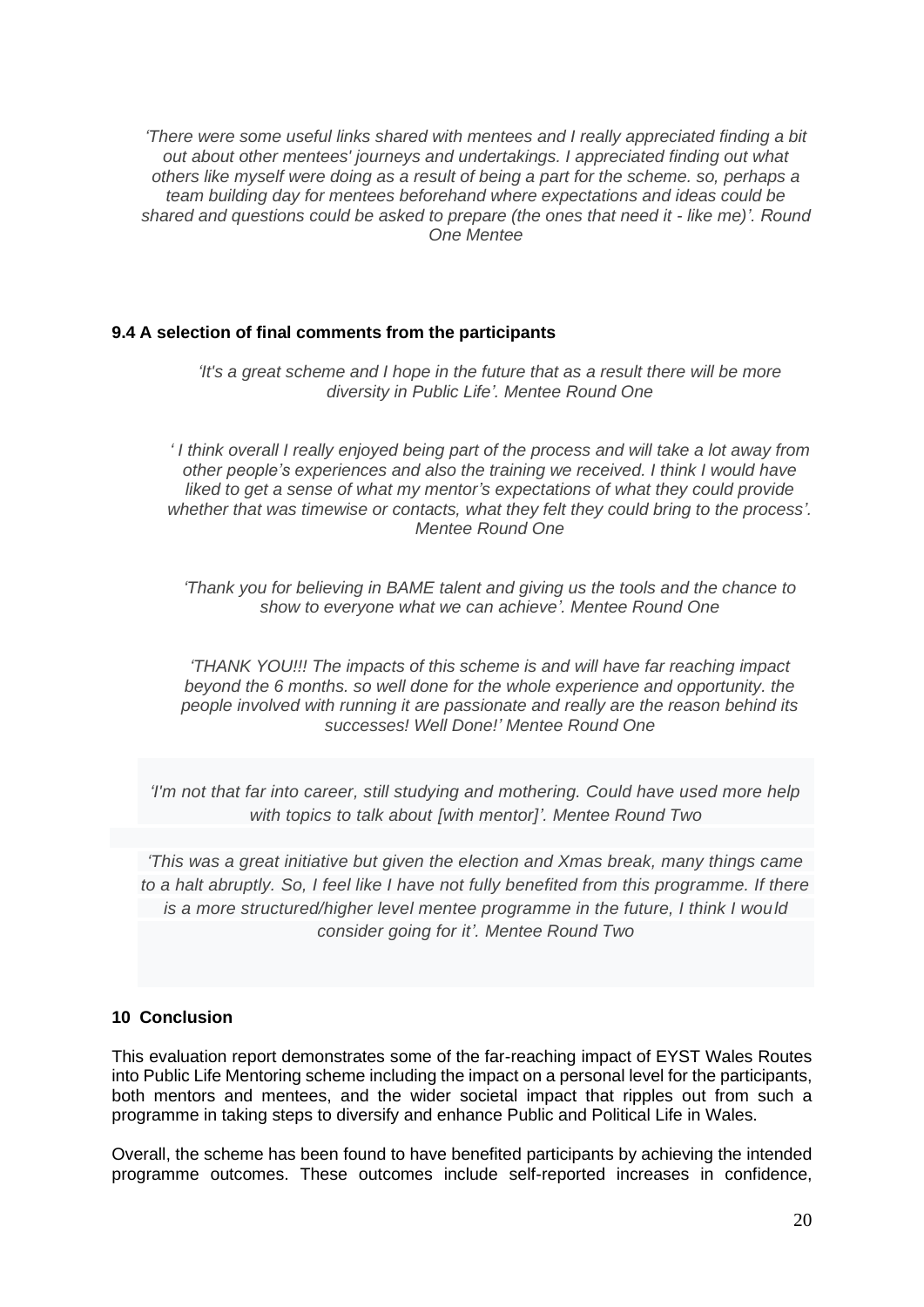*'There were some useful links shared with mentees and I really appreciated finding a bit out about other mentees' journeys and undertakings. I appreciated finding out what others like myself were doing as a result of being a part for the scheme. so, perhaps a team building day for mentees beforehand where expectations and ideas could be shared and questions could be asked to prepare (the ones that need it - like me)'. Round One Mentee*

### 9.4 A selection of final comments from the participants

*'It's a great scheme and I hope in the future that as a result there will be more diversity in Public Life'. Mentee Round One*

*' I think overall I really enjoyed being part of the process and will take a lot away from other people's experiences and also the training we received. I think I would have liked to get a sense of what my mentor's expectations of what they could provide whether that was timewise or contacts, what they felt they could bring to the process'. Mentee Round One*

*'Thank you for believing in BAME talent and giving us the tools and the chance to show to everyone what we can achieve'. Mentee Round One*

*'THANK YOU!!! The impacts of this scheme is and will have far reaching impact beyond the 6 months. so well done for the whole experience and opportunity. the people involved with running it are passionate and really are the reason behind its successes! Well Done!' Mentee Round One*

*'I'm not that far into career, still studying and mothering. Could have used more help with topics to talk about [with mentor]'. Mentee Round Two*

*'This was a great initiative but given the election and Xmas break, many things came to a halt abruptly. So, I feel like I have not fully benefited from this programme. If there is a more structured/higher level mentee programme in the future, I think I would consider going for it'. Mentee Round Two*

## 10 Conclusion

This evaluation report demonstrates some of the far-reaching impact of EYST Wales Routes into Public Life Mentoring scheme including the impact on a personal level for the participants, both mentors and mentees, and the wider societal impact that ripples out from such a programme in taking steps to diversify and enhance Public and Political Life in Wales.

Overall, the scheme has been found to have benefited participants by achieving the intended programme outcomes. These outcomes include self-reported increases in confidence,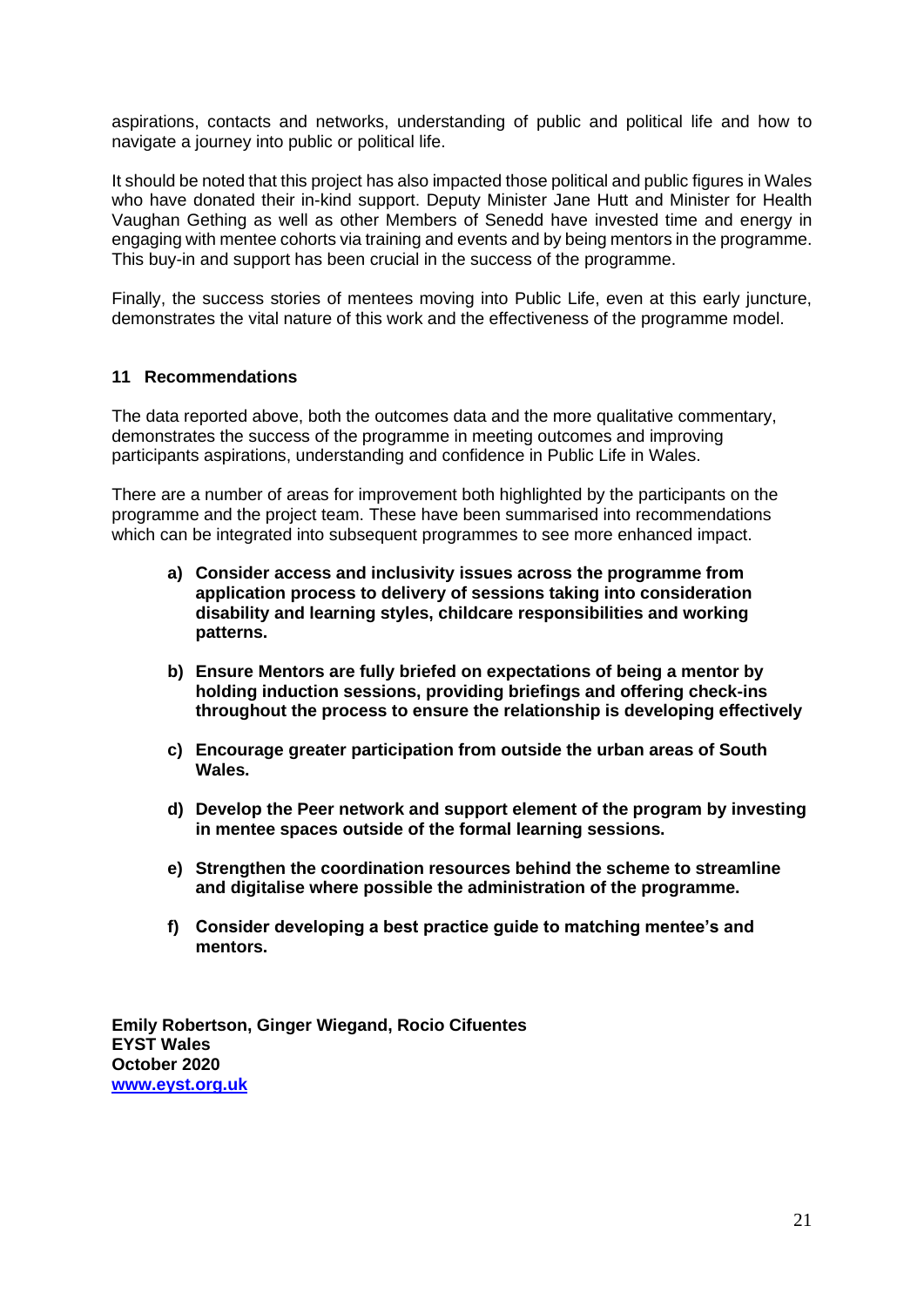aspirations, contacts and networks, understanding of public and political life and how to navigate a journey into public or political life.

It should be noted that this project has also impacted those political and public figures in Wales who have donated their in-kind support. Deputy Minister Jane Hutt and Minister for Health Vaughan Gething as well as other Members of Senedd have invested time and energy in engaging with mentee cohorts via training and events and by being mentors in the programme. This buy-in and support has been crucial in the success of the programme.

Finally, the success stories of mentees moving into Public Life, even at this early juncture, demonstrates the vital nature of this work and the effectiveness of the programme model.

## 11 Recommendations

The data reported above, both the outcomes data and the more qualitative commentary, demonstrates the success of the programme in meeting outcomes and improving participants aspirations, understanding and confidence in Public Life in Wales.

There are a number of areas for improvement both highlighted by the participants on the programme and the project team. These have been summarised into recommendations which can be integrated into subsequent programmes to see more enhanced impact.

a) **Consider access and inclusivity issues across the programme from application process to delivery of sessions taking into consideration disability and learning styles, childcare responsibilities and working patterns.**

b) **Ensure Mentors are fully briefed on expectations of being a mentor by holding induction sessions, providing briefings and offering check-ins throughout the process to ensure the relationship is developing effectively**

c) **Encourage greater participation from outside the urban areas of South Wales.**

d) **Develop the Peer network and support element of the program by investing in mentee spaces outside of the formal learning sessions.**

e) **Strengthen the coordination resources behind the scheme to streamline and digitalise where possible the administration of the programme.**

f) **Consider developing a best practice guide to matching mentee's and mentors.**

**Emily Robertson, Ginger Wiegand, Rocio Cifuentes**
**EYST Wales**
**October 2020**
**[www.eyst.org.uk](http://www.eyst.org.uk)**